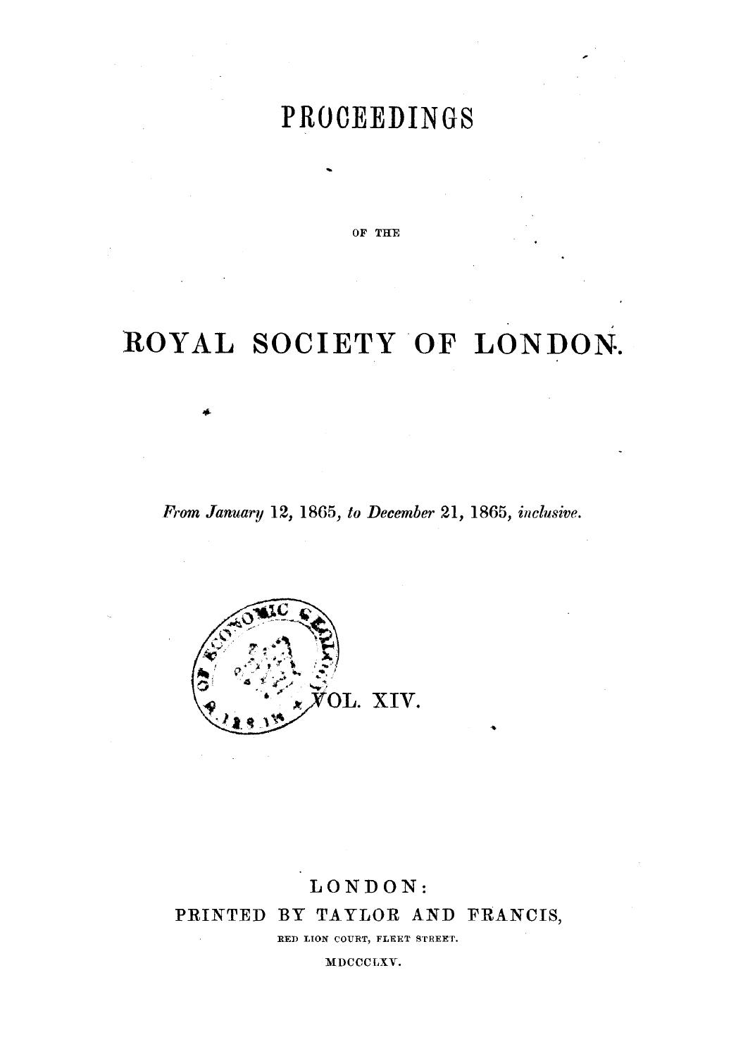# PROCEEDINGS

OF THE

# ROYAL SOCIETY OF LONDON.

*From January 12, 1865, to December 21, 1865, inclusive.*

VOL. XIV.

LONDON:

PRINTED BY TAYLOR AND FRANCIS,

RED LION COURT, FLEET STREET.

MDCCCLXV.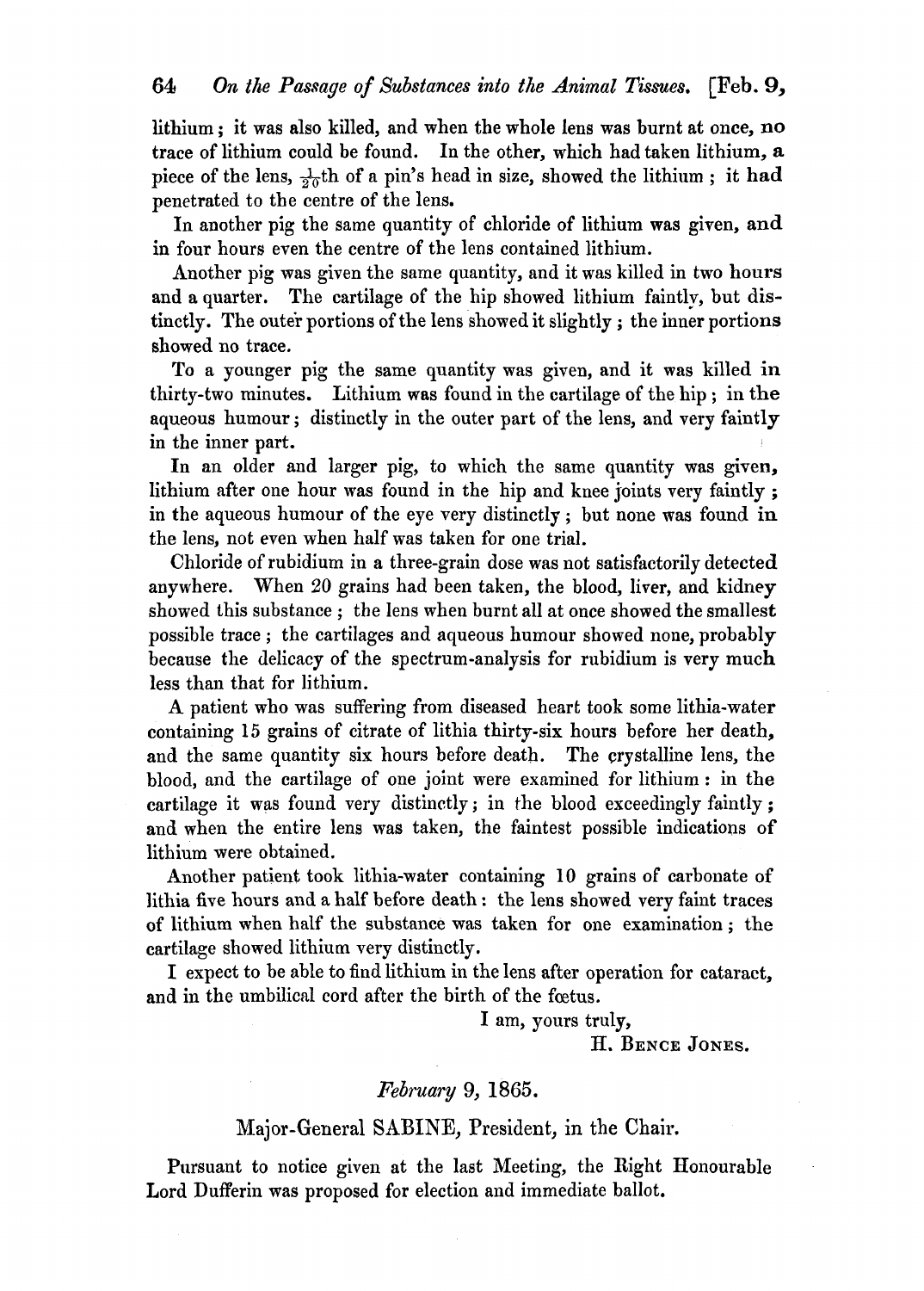lithium; it was also killed, and when the whole lens was burnt at once, no trace of lithium could be found. In the other, which had taken lithium, a piece of the lens, $\frac{1}{20}$th of a pin's head in size, showed the lithium; it had penetrated to the centre of the lens.

In another pig the same quantity of chloride of lithium was given, and in four hours even the centre of the lens contained lithium.

Another pig was given the same quantity, and it was killed in two hours and a quarter. The cartilage of the hip showed lithium faintly, but distinctly. The outer portions of the lens showed it slightly; the inner portions showed no trace.

To a younger pig the same quantity was given, and it was killed in thirty-two minutes. Lithium was found in the cartilage of the hip; in the aqueous humour; distinctly in the outer part of the lens, and very faintly in the inner part.

In an older and larger pig, to which the same quantity was given, lithium after one hour was found in the hip and knee joints very faintly; in the aqueous humour of the eye very distinctly; but none was found in the lens, not even when half was taken for one trial.

Chloride of rubidium in a three-grain dose was not satisfactorily detected anywhere. When 20 grains had been taken, the blood, liver, and kidney showed this substance; the lens when burnt all at once showed the smallest possible trace; the cartilages and aqueous humour showed none, probably because the delicacy of the spectrum-analysis for rubidium is very much less than that for lithium.

A patient who was suffering from diseased heart took some lithia-water containing 15 grains of citrate of lithia thirty-six hours before her death, and the same quantity six hours before death. The crystalline lens, the blood, and the cartilage of one joint were examined for lithium: in the cartilage it was found very distinctly; in the blood exceedingly faintly; and when the entire lens was taken, the faintest possible indications of lithium were obtained.

Another patient took lithia-water containing 10 grains of carbonate of lithia five hours and a half before death: the lens showed very faint traces of lithium when half the substance was taken for one examination; the cartilage showed lithium very distinctly.

I expect to be able to find lithium in the lens after operation for cataract, and in the umbilical cord after the birth of the fœtus.

I am, yours truly,

H. Bence Jones.

*February 9, 1865.*

Major-General SABINE, President, in the Chair.

Pursuant to notice given at the last Meeting, the Right Honourable Lord Dufferin was proposed for election and immediate ballot.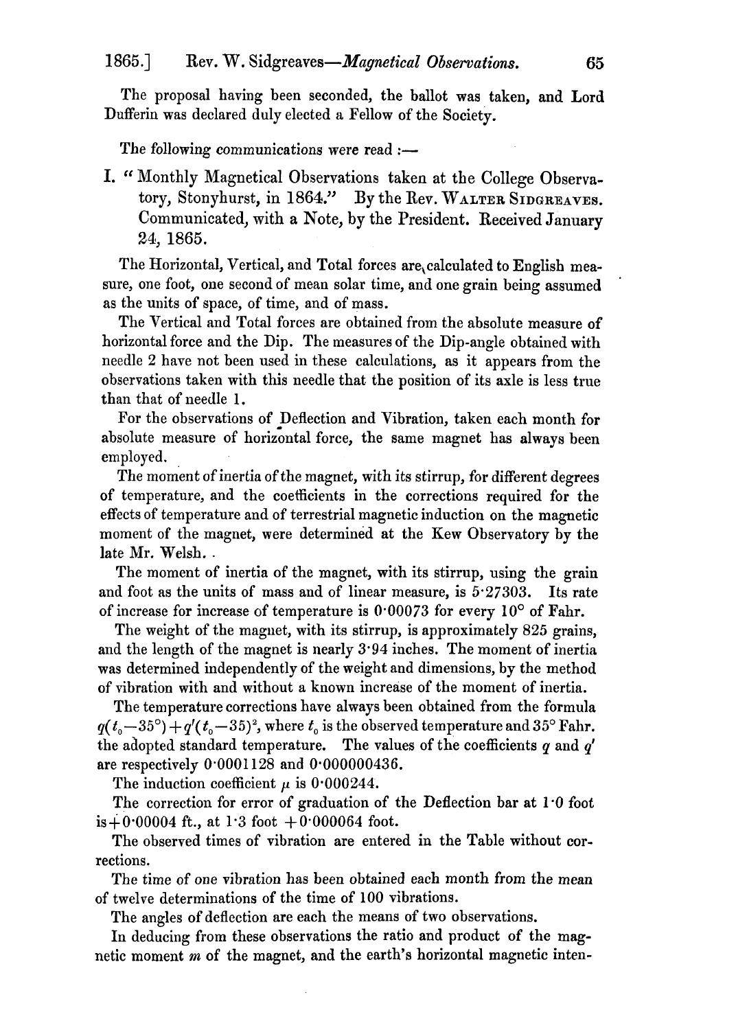The proposal having been seconded, the ballot was taken, and Lord Dufferin was declared duly elected a Fellow of the Society.

The following communications were read :—

I. "Monthly Magnetical Observations taken at the College Observatory, Stonyhurst, in 1864." By the Rev. WALTER SIDGREAVES. Communicated, with a Note, by the President. Received January 24, 1865.

The Horizontal, Vertical, and Total forces are calculated to English measure, one foot, one second of mean solar time, and one grain being assumed as the units of space, of time, and of mass.

The Vertical and Total forces are obtained from the absolute measure of horizontal force and the Dip. The measures of the Dip-angle obtained with needle 2 have not been used in these calculations, as it appears from the observations taken with this needle that the position of its axle is less true than that of needle 1.

For the observations of Deflection and Vibration, taken each month for absolute measure of horizontal force, the same magnet has always been employed.

The moment of inertia of the magnet, with its stirrup, for different degrees of temperature, and the coefficients in the corrections required for the effects of temperature and of terrestrial magnetic induction on the magnetic moment of the magnet, were determined at the Kew Observatory by the late Mr. Welsh.

The moment of inertia of the magnet, with its stirrup, using the grain and foot as the units of mass and of linear measure, is 5·27303. Its rate of increase for increase of temperature is 0·00073 for every 10° of Fahr.

The weight of the magnet, with its stirrup, is approximately 825 grains, and the length of the magnet is nearly 3·94 inches. The moment of inertia was determined independently of the weight and dimensions, by the method of vibration with and without a known increase of the moment of inertia.

The temperature corrections have always been obtained from the formula $q(t_0-35°)+q'(t_0-35)^2$, where $t_0$ is the observed temperature and 35° Fahr. the adopted standard temperature. The values of the coefficients $q$ and $q'$ are respectively 0·0001128 and 0·000000436.

The induction coefficient $\mu$ is 0·000244.

The correction for error of graduation of the Deflection bar at 1·0 foot is +0·00004 ft., at 1·3 foot +0·000064 foot.

The observed times of vibration are entered in the Table without corrections.

The time of one vibration has been obtained each month from the mean of twelve determinations of the time of 100 vibrations.

The angles of deflection are each the means of two observations.

In deducing from these observations the ratio and product of the magnetic moment $m$ of the magnet, and the earth's horizontal magnetic inten-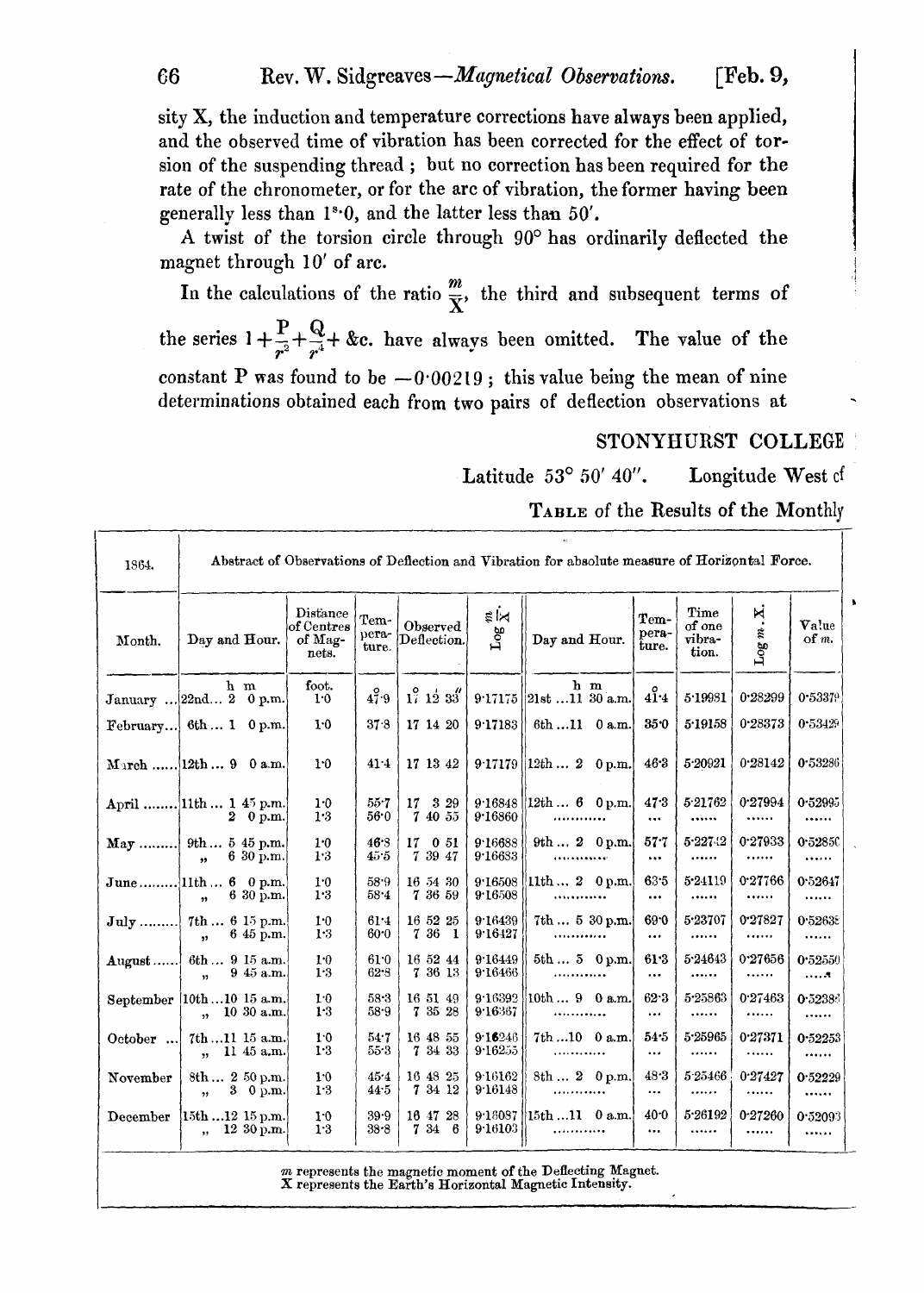sity X, the induction and temperature corrections have always been applied, and the observed time of vibration has been corrected for the effect of torsion of the suspending thread; but no correction has been required for the rate of the chronometer, or for the arc of vibration, the former having been generally less than $1^s \cdot 0$, and the latter less than 50′.

A twist of the torsion circle through 90° has ordinarily deflected the magnet through 10′ of arc.

In the calculations of the ratio $\frac{m}{X}$, the third and subsequent terms of the series $1+\frac{P}{r^2}+\frac{Q}{r^4}+$ &c. have always been omitted. The value of the constant P was found to be $-0{\cdot}00219$; this value being the mean of nine determinations obtained each from two pairs of deflection observations at

STONYHURST COLLEGE

Latitude 53° 50′ 40″. Longitude West of

TABLE of the Results of the Monthly

| 1864. | Abstract of Observations of Deflection and Vibration for absolute measure of Horizontal Force. | | | | | | | | | |
|---|---|---|---|---|---|---|---|---|---|---|
| Month. | Day and Hour. | Distance of Centres of Magnets. | Temperature. | Observed Deflection. | $\text{Log}\ \frac{m}{X}$ | Day and Hour. | Temperature. | Time of one vibration. | Log $m$ . X. | Value of $m$. |
| | h m | foot. | ° | ° ′ ″ | | h m | ° | | | |
| January ... | 22nd... 2 0 p.m. | 1·0 | 47·9 | 17 12 33 | 9·17175 | 21st ...11 30 a.m. | 41·4 | 5·19981 | 0·28299 | 0·53379 |
| February... | 6th ... 1 0 p.m. | 1·0 | 37·8 | 17 14 20 | 9·17183 | 6th ...11 0 a.m. | 35·0 | 5·19158 | 0·28373 | 0·53429 |
| March ...... | 12th ... 9 0 a.m. | 1·0 | 41·4 | 17 13 42 | 9·17179 | 12th ... 2 0 p.m. | 46·3 | 5·20921 | 0·28142 | 0·53286 |
| April ........ | 11th ... 1 45 p.m. | 1·0 | 55·7 | 17 3 29 | 9·16848 | 12th ... 6 0 p.m. | 47·3 | 5·21762 | 0·27994 | 0·52995 |
| | 2 0 p.m. | 1·3 | 56·0 | 7 40 55 | 9·16860 | ............ | ... | ...... | ...... | ...... |
| May ......... | 9th ... 5 45 p.m. | 1·0 | 46·8 | 17 0 51 | 9·16688 | 9th ... 2 0 p.m. | 57·7 | 5·22742 | 0·27933 | 0·52850 |
| | „ 6 30 p.m. | 1·3 | 45·5 | 7 39 47 | 9·16633 | ............ | ... | ...... | ...... | ...... |
| June......... | 11th ... 6 0 p.m. | 1·0 | 58·9 | 16 54 30 | 9·16508 | 11th ... 2 0 p.m. | 63·5 | 5·24119 | 0·27766 | 0·52647 |
| | „ 6 30 p.m. | 1·3 | 58·4 | 7 36 59 | 9·16508 | ............ | ... | ...... | ...... | ...... |
| July ......... | 7th ... 6 15 p.m. | 1·0 | 61·4 | 16 52 25 | 9·16439 | 7th ... 5 30 p.m. | 69·0 | 5·23707 | 0·27827 | 0·52638 |
| | „ 6 45 p.m. | 1·3 | 60·0 | 7 36 1 | 9·16427 | ............ | ... | ...... | ...... | ...... |
| August ...... | 6th ... 9 15 a.m. | 1·0 | 61·0 | 16 52 44 | 9·16449 | 5th ... 5 0 p.m. | 61·3 | 5·24643 | 0·27656 | 0·52550 |
| | „ 9 45 a.m. | 1·3 | 62·8 | 7 36 13 | 9·16466 | ............ | ... | ...... | ...... | ...... |
| September | 10th ...10 15 a.m. | 1·0 | 58·3 | 16 51 49 | 9·16392 | 10th ... 9 0 a.m. | 62·3 | 5·25863 | 0·27463 | 0·52388 |
| | „ 10 30 a.m. | 1·3 | 58·9 | 7 35 28 | 9·16367 | ............ | ... | ...... | ...... | ...... |
| October ... | 7th ...11 15 a.m. | 1·0 | 54·7 | 16 48 55 | 9·16246 | 7th ...10 0 a.m. | 54·5 | 5·25965 | 0·27371 | 0·52253 |
| | „ 11 45 a.m. | 1·3 | 55·3 | 7 34 33 | 9·16255 | ............ | ... | ...... | ...... | ...... |
| November | 8th ... 2 50 p.m. | 1·0 | 45·4 | 16 48 25 | 9·16162 | 8th ... 2 0 p.m. | 48·3 | 5·25466 | 0·27427 | 0·52229 |
| | „ 3 0 p.m. | 1·3 | 44·5 | 7 34 12 | 9·16148 | ............ | ... | ...... | ...... | ...... |
| December | 15th ...12 15 p.m. | 1·0 | 39·9 | 16 47 28 | 9·16087 | 15th ...11 0 a.m. | 40·0 | 5·26192 | 0·27260 | 0·52093 |
| | „ 12 30 p.m. | 1·3 | 38·8 | 7 34 6 | 9·16103 | ............ | ... | ...... | ...... | ...... |

$m$ represents the magnetic moment of the Deflecting Magnet.
X represents the Earth's Horizontal Magnetic Intensity.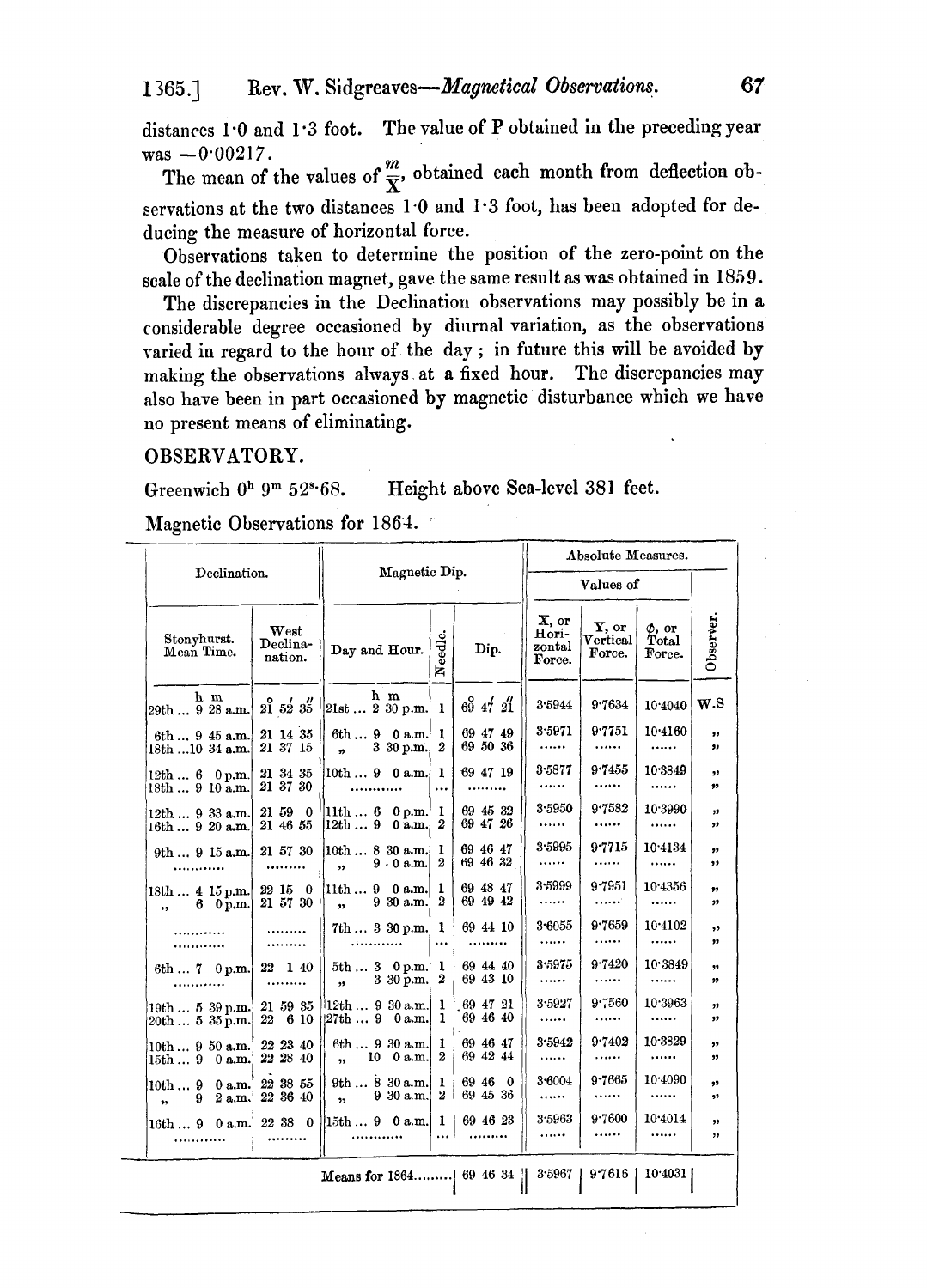distances 1·0 and 1·3 foot. The value of P obtained in the preceding year was −0·00217.

The mean of the values of $\frac{m}{X}$, obtained each month from deflection observations at the two distances 1·0 and 1·3 foot, has been adopted for deducing the measure of horizontal force.

Observations taken to determine the position of the zero-point on the scale of the declination magnet, gave the same result as was obtained in 1859.

The discrepancies in the Declination observations may possibly be in a considerable degree occasioned by diurnal variation, as the observations varied in regard to the hour of the day; in future this will be avoided by making the observations always at a fixed hour. The discrepancies may also have been in part occasioned by magnetic disturbance which we have no present means of eliminating.

## OBSERVATORY.

Greenwich $0^h\ 9^m\ 52^s{\cdot}68$. Height above Sea-level 381 feet.

Magnetic Observations for 1864.

| Declination. | | Magnetic Dip. | | | Absolute Measures. | | | |
|---|---|---|---|---|---|---|---|---|
| | | | | | Values of | | | |
| Stonyhurst. Mean Time. | West Declination. | Day and Hour. | Needle. | Dip. | X, or Horizontal Force. | Y, or Vertical Force. | Φ, or Total Force. | Observer. |
| h m | ° ′ ″ | h m | | ° ′ ″ | | | | |
| 29th ... 9 28 a.m. | 21 52 35 | 21st ... 2 30 p.m. | 1 | 69 47 21 | 3·5944 | 9·7634 | 10·4040 | W.S |
| 6th ... 9 45 a.m. | 21 14 35 | 6th ... 9 0 a.m. | 1 | 69 47 49 | 3·5971 | 9·7751 | 10·4160 | " |
| 18th ...10 34 a.m. | 21 37 15 | " 3 30 p.m. | 2 | 69 50 36 | ...... | ...... | ...... | " |
| 12th ... 6 0 p.m. | 21 34 35 | 10th ... 9 0 a.m. | 1 | 69 47 19 | 3·5877 | 9·7455 | 10·3849 | " |
| 18th ... 9 10 a.m. | 21 37 30 | ............ | ... | ......... | ...... | ...... | ...... | " |
| 12th ... 9 33 a.m. | 21 59 0 | 11th ... 6 0 p.m. | 1 | 69 45 32 | 3·5950 | 9·7582 | 10·3990 | " |
| 16th ... 9 20 a.m. | 21 46 55 | 12th ... 9 0 a.m. | 2 | 69 47 26 | ...... | ...... | ...... | " |
| 9th ... 9 15 a.m. | 21 57 30 | 10th ... 8 30 a.m. | 1 | 69 46 47 | 3·5995 | 9·7715 | 10·4134 | " |
| ............ | ......... | " 9 0 a.m. | 2 | 69 46 32 | ...... | ...... | ...... | " |
| 18th ... 4 15 p.m. | 22 15 0 | 11th ... 9 0 a.m. | 1 | 69 48 47 | 3·5999 | 9·7951 | 10·4356 | " |
| " 6 0 p.m. | 21 57 30 | " 9 30 a.m. | 2 | 69 49 42 | ...... | ...... | ...... | " |
| ............ | ......... | 7th ... 3 30 p.m. | 1 | 69 44 10 | 3·6055 | 9·7659 | 10·4102 | " |
| ............ | ......... | ............ | ... | ......... | ...... | ...... | ...... | " |
| 6th ... 7 0 p.m. | 22 1 40 | 5th ... 3 0 p.m. | 1 | 69 44 40 | 3·5975 | 9·7420 | 10·3849 | " |
| ............ | ......... | " 3 30 p.m. | 2 | 69 43 10 | ...... | ...... | ...... | " |
| 19th ... 5 39 p.m. | 21 59 35 | 12th ... 9 30 a.m. | 1 | 69 47 21 | 3·5927 | 9·7560 | 10·3963 | " |
| 20th ... 5 35 p.m. | 22 6 10 | 27th ... 9 0 a.m. | 1 | 69 46 40 | ...... | ...... | ...... | " |
| 10th ... 9 50 a.m. | 22 23 40 | 6th ... 9 30 a.m. | 1 | 69 46 47 | 3·5942 | 9·7402 | 10·3829 | " |
| 15th ... 9 0 a.m. | 22 28 40 | " 10 0 a.m. | 2 | 69 42 44 | ...... | ...... | ...... | " |
| 10th ... 9 0 a.m. | 22 38 55 | 9th ... 8 30 a.m. | 1 | 69 46 0 | 3·6004 | 9·7665 | 10·4090 | " |
| " 9 2 a.m. | 22 36 40 | " 9 30 a.m. | 2 | 69 45 36 | ...... | ...... | ...... | " |
| 16th ... 9 0 a.m. | 22 38 0 | 15th ... 9 0 a.m. | 1 | 69 46 23 | 3·5963 | 9·7600 | 10·4014 | " |
| ............ | ......... | ............ | ... | ......... | ...... | ...... | ...... | " |
| | | Means for 1864......... | | 69 46 34 | 3·5967 | 9·7616 | 10·4031 | |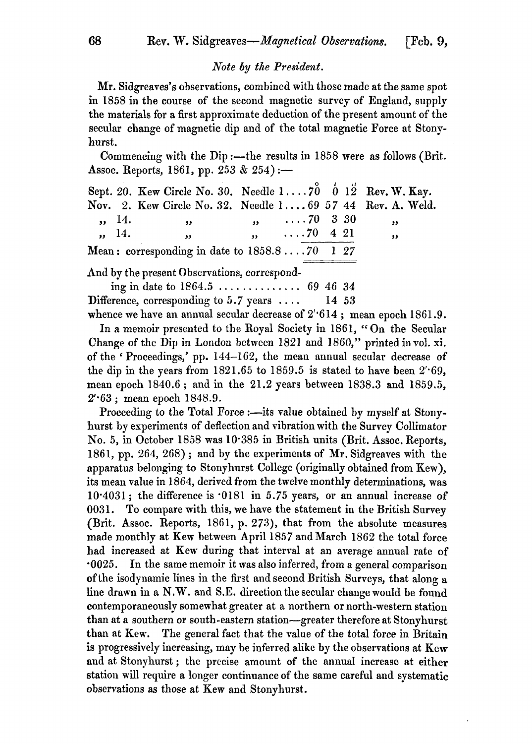*Note by the President.*

Mr. Sidgreaves's observations, combined with those made at the same spot in 1858 in the course of the second magnetic survey of England, supply the materials for a first approximate deduction of the present amount of the secular change of magnetic dip and of the total magnetic Force at Stonyhurst.

Commencing with the Dip:—the results in 1858 were as follows (Brit. Assoc. Reports, 1861, pp. 253 & 254):—

| | | | ° | ′ | ″ | |
|---|---|---|---|---|---|---|
| Sept. 20. | Kew Circle No. 30. | Needle 1.... | 70 | 0 | 12 | Rev. W. Kay. |
| Nov. 2. | Kew Circle No. 32. | Needle 1.... | 69 | 57 | 44 | Rev. A. Weld. |
| „ 14. | „ | „ .... | 70 | 3 | 30 | „ |
| „ 14. | „ | „ .... | 70 | 4 | 21 | „ |
| Mean: corresponding in date to 1858.8.... | | | 70 | 1 | 27 | |

| | ° | ′ | ″ |
|---|---|---|---|
| And by the present Observations, corresponding in date to 1864.5 .............. | 69 | 46 | 34 |
| Difference, corresponding to 5.7 years .... | | 14 | 53 |

whence we have an annual secular decrease of 2′·614; mean epoch 1861.9.

In a memoir presented to the Royal Society in 1861, "On the Secular Change of the Dip in London between 1821 and 1860," printed in vol. xi. of the 'Proceedings,' pp. 144–162, the mean annual secular decrease of the dip in the years from 1821.65 to 1859.5 is stated to have been 2′·69, mean epoch 1840.6; and in the 21.2 years between 1838.3 and 1859.5, 2′·63; mean epoch 1848.9.

Proceeding to the Total Force:—its value obtained by myself at Stonyhurst by experiments of deflection and vibration with the Survey Collimator No. 5, in October 1858 was 10·385 in British units (Brit. Assoc. Reports, 1861, pp. 264, 268); and by the experiments of Mr. Sidgreaves with the apparatus belonging to Stonyhurst College (originally obtained from Kew), its mean value in 1864, derived from the twelve monthly determinations, was 10·4031; the difference is ·0181 in 5.75 years, or an annual increase of 0031. To compare with this, we have the statement in the British Survey (Brit. Assoc. Reports, 1861, p. 273), that from the absolute measures made monthly at Kew between April 1857 and March 1862 the total force had increased at Kew during that interval at an average annual rate of ·0025. In the same memoir it was also inferred, from a general comparison of the isodynamic lines in the first and second British Surveys, that along a line drawn in a N.W. and S.E. direction the secular change would be found contemporaneously somewhat greater at a northern or north-western station than at a southern or south-eastern station—greater therefore at Stonyhurst than at Kew. The general fact that the value of the total force in Britain is progressively increasing, may be inferred alike by the observations at Kew and at Stonyhurst; the precise amount of the annual increase at either station will require a longer continuance of the same careful and systematic observations as those at Kew and Stonyhurst.